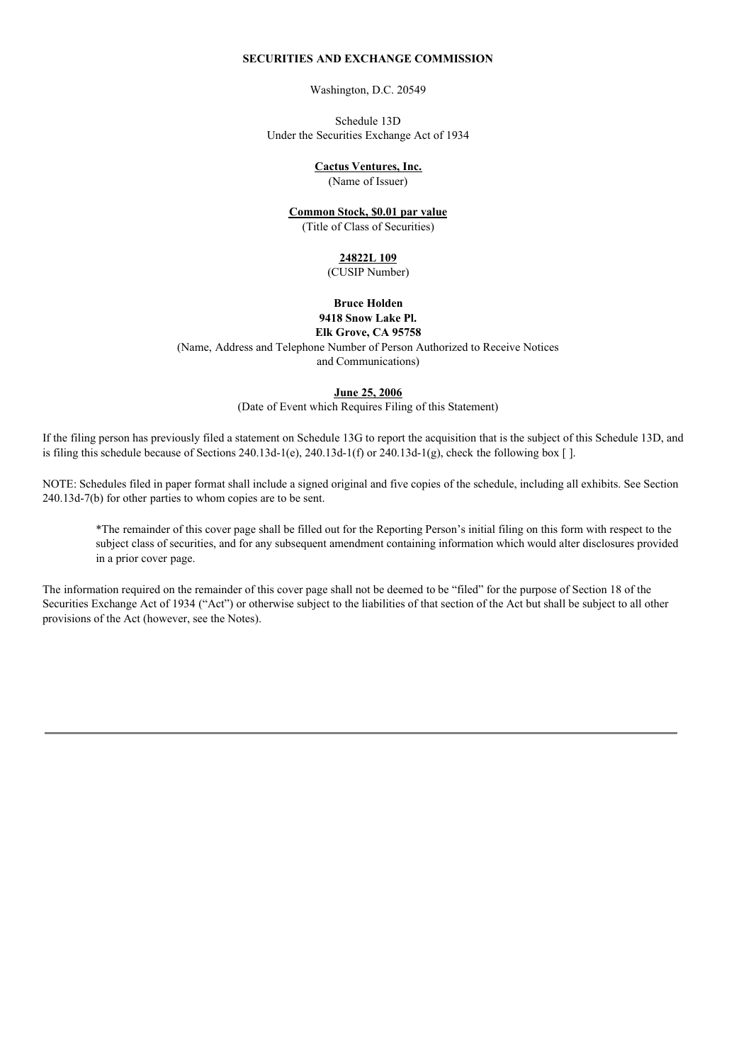**SECURITIES AND EXCHANGE COMMISSION**

Washington, D.C. 20549

Schedule 13D
Under the Securities Exchange Act of 1934

**Cactus Ventures, Inc.**
(Name of Issuer)

**Common Stock, $0.01 par value**
(Title of Class of Securities)

**24822L 109**
(CUSIP Number)

**Bruce Holden**
**9418 Snow Lake Pl.**
**Elk Grove, CA 95758**
(Name, Address and Telephone Number of Person Authorized to Receive Notices and Communications)

**June 25, 2006**
(Date of Event which Requires Filing of this Statement)

If the filing person has previously filed a statement on Schedule 13G to report the acquisition that is the subject of this Schedule 13D, and is filing this schedule because of Sections 240.13d-1(e), 240.13d-1(f) or 240.13d-1(g), check the following box [ ].

NOTE: Schedules filed in paper format shall include a signed original and five copies of the schedule, including all exhibits. See Section 240.13d-7(b) for other parties to whom copies are to be sent.

> *The remainder of this cover page shall be filled out for the Reporting Person's initial filing on this form with respect to the subject class of securities, and for any subsequent amendment containing information which would alter disclosures provided in a prior cover page.

The information required on the remainder of this cover page shall not be deemed to be "filed" for the purpose of Section 18 of the Securities Exchange Act of 1934 ("Act") or otherwise subject to the liabilities of that section of the Act but shall be subject to all other provisions of the Act (however, see the Notes).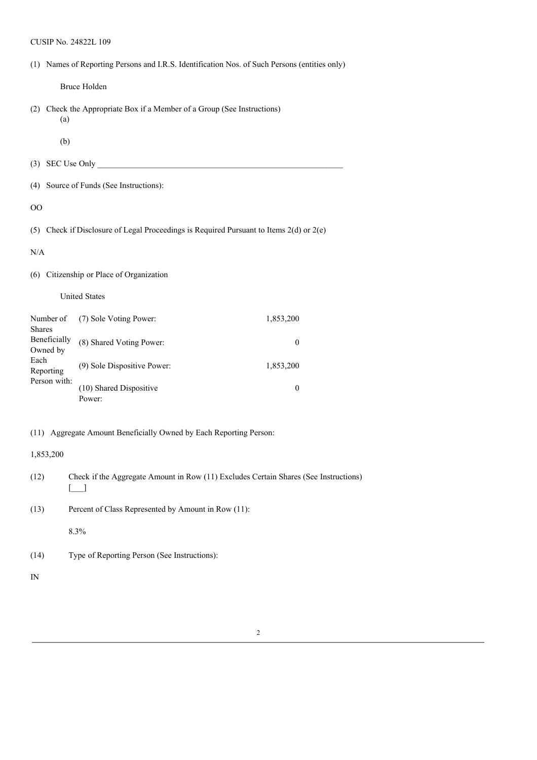CUSIP No. 24822L 109

(1) Names of Reporting Persons and I.R.S. Identification Nos. of Such Persons (entities only)

Bruce Holden

(2) Check the Appropriate Box if a Member of a Group (See Instructions)
(a)

(b)

(3) SEC Use Only ____________________________________________________________

(4) Source of Funds (See Instructions):

OO

(5) Check if Disclosure of Legal Proceedings is Required Pursuant to Items 2(d) or 2(e)

N/A

(6) Citizenship or Place of Organization

United States

| Number of Shares Beneficially Owned by Each Reporting Person with: | | |
|---|---|---|
| | (7) Sole Voting Power: | 1,853,200 |
| | (8) Shared Voting Power: | 0 |
| | (9) Sole Dispositive Power: | 1,853,200 |
| | (10) Shared Dispositive Power: | 0 |

(11) Aggregate Amount Beneficially Owned by Each Reporting Person:

1,853,200

(12) Check if the Aggregate Amount in Row (11) Excludes Certain Shares (See Instructions) [___]

(13) Percent of Class Represented by Amount in Row (11):

8.3%

(14) Type of Reporting Person (See Instructions):

IN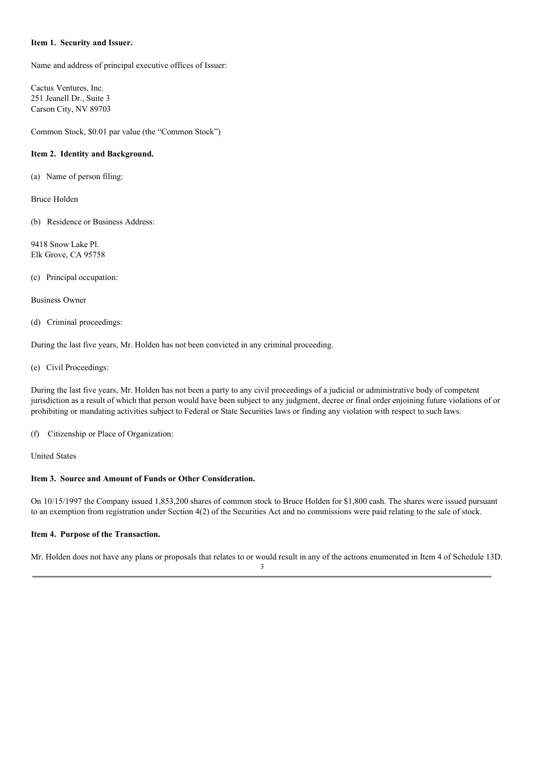**Item 1. Security and Issuer.**

Name and address of principal executive offices of Issuer:

Cactus Ventures, Inc.
251 Jeanell Dr., Suite 3
Carson City, NV 89703

Common Stock, $0.01 par value (the "Common Stock")

**Item 2. Identity and Background.**

(a) Name of person filing:

Bruce Holden

(b) Residence or Business Address:

9418 Snow Lake Pl.
Elk Grove, CA 95758

(c) Principal occupation:

Business Owner

(d) Criminal proceedings:

During the last five years, Mr. Holden has not been convicted in any criminal proceeding.

(e) Civil Proceedings:

During the last five years, Mr. Holden has not been a party to any civil proceedings of a judicial or administrative body of competent jurisdiction as a result of which that person would have been subject to any judgment, decree or final order enjoining future violations of or prohibiting or mandating activities subject to Federal or State Securities laws or finding any violation with respect to such laws.

(f) Citizenship or Place of Organization:

United States

**Item 3. Source and Amount of Funds or Other Consideration.**

On 10/15/1997 the Company issued 1,853,200 shares of common stock to Bruce Holden for $1,800 cash. The shares were issued pursuant to an exemption from registration under Section 4(2) of the Securities Act and no commissions were paid relating to the sale of stock.

**Item 4. Purpose of the Transaction.**

Mr. Holden does not have any plans or proposals that relates to or would result in any of the actions enumerated in Item 4 of Schedule 13D.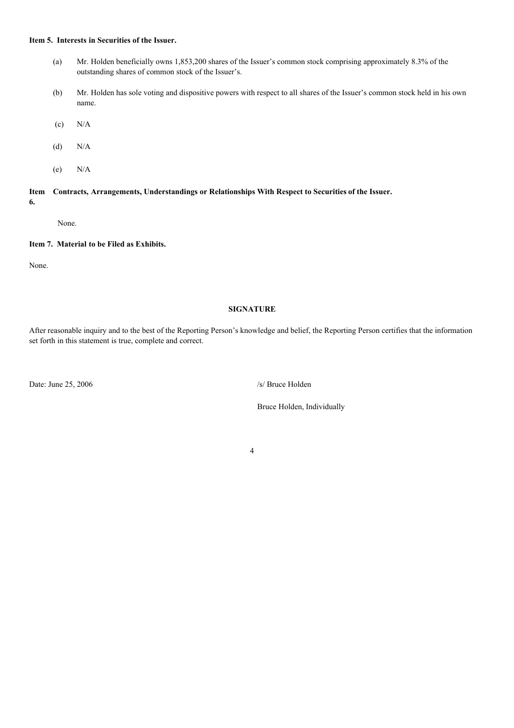**Item 5. Interests in Securities of the Issuer.**

(a) Mr. Holden beneficially owns 1,853,200 shares of the Issuer's common stock comprising approximately 8.3% of the outstanding shares of common stock of the Issuer's.

(b) Mr. Holden has sole voting and dispositive powers with respect to all shares of the Issuer's common stock held in his own name.

(c) N/A

(d) N/A

(e) N/A

**Item 6. Contracts, Arrangements, Understandings or Relationships With Respect to Securities of the Issuer.**

None.

**Item 7. Material to be Filed as Exhibits.**

None.

**SIGNATURE**

After reasonable inquiry and to the best of the Reporting Person's knowledge and belief, the Reporting Person certifies that the information set forth in this statement is true, complete and correct.

Date: June 25, 2006

/s/ Bruce Holden

Bruce Holden, Individually